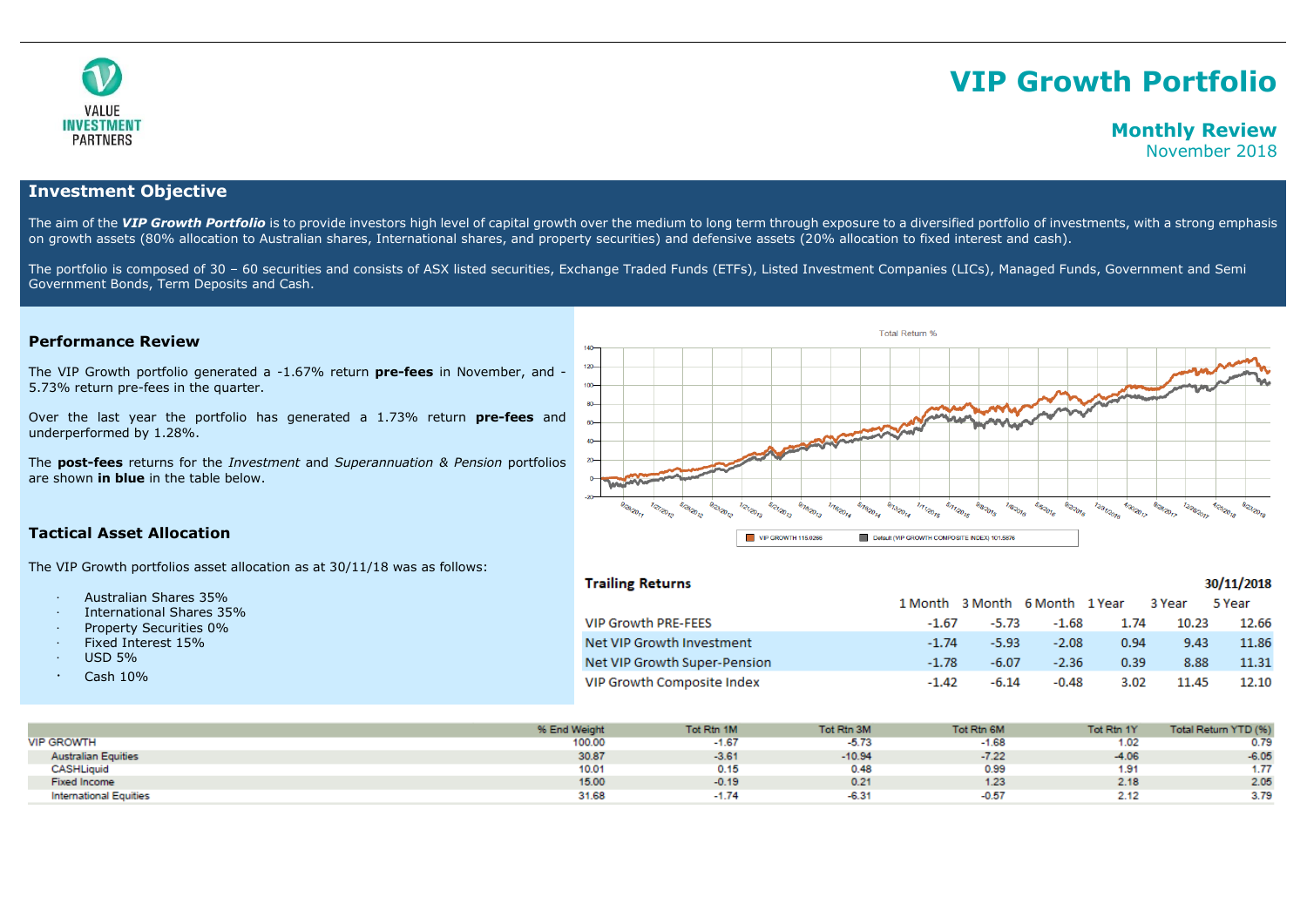VALUE INVESTMENT PARTNERS

# VIP Growth Portfolio

## Monthly Review

November 2018

## Investment Objective

The aim of the ***VIP Growth Portfolio*** is to provide investors high level of capital growth over the medium to long term through exposure to a diversified portfolio of investments, with a strong emphasis on growth assets (80% allocation to Australian shares, International shares, and property securities) and defensive assets (20% allocation to fixed interest and cash).

The portfolio is composed of 30 – 60 securities and consists of ASX listed securities, Exchange Traded Funds (ETFs), Listed Investment Companies (LICs), Managed Funds, Government and Semi Government Bonds, Term Deposits and Cash.

### Performance Review

The VIP Growth portfolio generated a -1.67% return **pre-fees** in November, and -5.73% return pre-fees in the quarter.

Over the last year the portfolio has generated a 1.73% return **pre-fees** and underperformed by 1.28%.

The **post-fees** returns for the *Investment* and *Superannuation & Pension* portfolios are shown **in blue** in the table below.

### Tactical Asset Allocation

The VIP Growth portfolios asset allocation as at 30/11/18 was as follows:

- Australian Shares 35%
- International Shares 35%
- Property Securities 0%
- Fixed Interest 15%
- USD 5%
- Cash 10%

Total Return %

VIP GROWTH 115.0266 | Default (VIP GROWTH COMPOSITE INDEX) 101.5876

**Trailing Returns** — **30/11/2018**

| | 1 Month | 3 Month | 6 Month | 1 Year | 3 Year | 5 Year |
|---|---|---|---|---|---|---|
| VIP Growth PRE-FEES | -1.67 | -5.73 | -1.68 | 1.74 | 10.23 | 12.66 |
| Net VIP Growth Investment | -1.74 | -5.93 | -2.08 | 0.94 | 9.43 | 11.86 |
| Net VIP Growth Super-Pension | -1.78 | -6.07 | -2.36 | 0.39 | 8.88 | 11.31 |
| VIP Growth Composite Index | -1.42 | -6.14 | -0.48 | 3.02 | 11.45 | 12.10 |

| | % End Weight | Tot Rtn 1M | Tot Rtn 3M | Tot Rtn 6M | Tot Rtn 1Y | Total Return YTD (%) |
|---|---|---|---|---|---|---|
| VIP GROWTH | 100.00 | -1.67 | -5.73 | -1.68 | 1.02 | 0.79 |
| Australian Equities | 30.87 | -3.61 | -10.94 | -7.22 | -4.06 | -6.05 |
| CASHLiquid | 10.01 | 0.15 | 0.48 | 0.99 | 1.91 | 1.77 |
| Fixed Income | 15.00 | -0.19 | 0.21 | 1.23 | 2.18 | 2.05 |
| International Equities | 31.68 | -1.74 | -6.31 | -0.57 | 2.12 | 3.79 |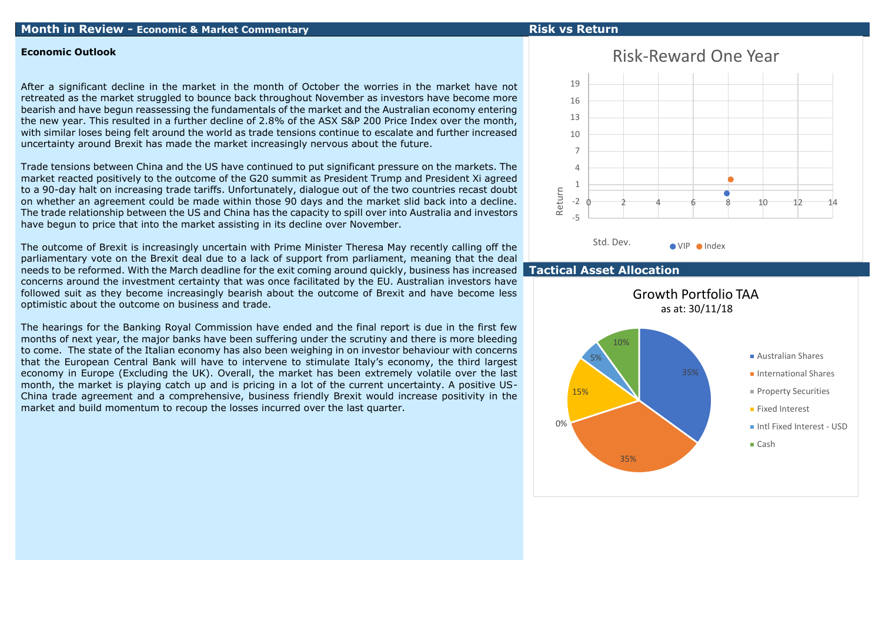## Month in Review - Economic & Market Commentary

**Economic Outlook**

After a significant decline in the market in the month of October the worries in the market have not retreated as the market struggled to bounce back throughout November as investors have become more bearish and have begun reassessing the fundamentals of the market and the Australian economy entering the new year. This resulted in a further decline of 2.8% of the ASX S&P 200 Price Index over the month, with similar loses being felt around the world as trade tensions continue to escalate and further increased uncertainty around Brexit has made the market increasingly nervous about the future.

Trade tensions between China and the US have continued to put significant pressure on the markets. The market reacted positively to the outcome of the G20 summit as President Trump and President Xi agreed to a 90-day halt on increasing trade tariffs. Unfortunately, dialogue out of the two countries recast doubt on whether an agreement could be made within those 90 days and the market slid back into a decline. The trade relationship between the US and China has the capacity to spill over into Australia and investors have begun to price that into the market assisting in its decline over November.

The outcome of Brexit is increasingly uncertain with Prime Minister Theresa May recently calling off the parliamentary vote on the Brexit deal due to a lack of support from parliament, meaning that the deal needs to be reformed. With the March deadline for the exit coming around quickly, business has increased concerns around the investment certainty that was once facilitated by the EU. Australian investors have followed suit as they become increasingly bearish about the outcome of Brexit and have become less optimistic about the outcome on business and trade.

The hearings for the Banking Royal Commission have ended and the final report is due in the first few months of next year, the major banks have been suffering under the scrutiny and there is more bleeding to come. The state of the Italian economy has also been weighing in on investor behaviour with concerns that the European Central Bank will have to intervene to stimulate Italy's economy, the third largest economy in Europe (Excluding the UK). Overall, the market has been extremely volatile over the last month, the market is playing catch up and is pricing in a lot of the current uncertainty. A positive US-China trade agreement and a comprehensive, business friendly Brexit would increase positivity in the market and build momentum to recoup the losses incurred over the last quarter.

## Risk vs Return

**Risk-Reward One Year**

(Scatter chart: Return vs Std. Dev.; series: VIP, Index)

## Tactical Asset Allocation

**Growth Portfolio TAA**
as at: 30/11/18

| Asset Class | Allocation |
| --- | --- |
| Australian Shares | 35% |
| International Shares | 35% |
| Property Securities | 0% |
| Fixed Interest | 15% |
| Intl Fixed Interest - USD | 5% |
| Cash | 10% |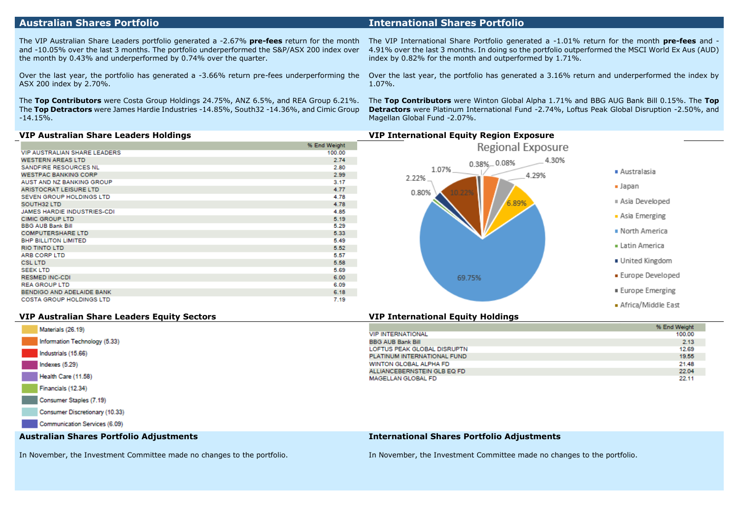## Australian Shares Portfolio

The VIP Australian Share Leaders portfolio generated a -2.67% **pre-fees** return for the month and -10.05% over the last 3 months. The portfolio underperformed the S&P/ASX 200 index over the month by 0.43% and underperformed by 0.74% over the quarter.

Over the last year, the portfolio has generated a -3.66% return pre-fees underperforming the ASX 200 index by 2.70%.

The **Top Contributors** were Costa Group Holdings 24.75%, ANZ 6.5%, and REA Group 6.21%. The **Top Detractors** were James Hardie Industries -14.85%, South32 -14.36%, and Cimic Group -14.15%.

### VIP Australian Share Leaders Holdings

| | % End Weight |
|---|---|
| VIP AUSTRALIAN SHARE LEADERS | 100.00 |
| WESTERN AREAS LTD | 2.74 |
| SANDFIRE RESOURCES NL | 2.80 |
| WESTPAC BANKING CORP | 2.99 |
| AUST AND NZ BANKING GROUP | 3.17 |
| ARISTOCRAT LEISURE LTD | 4.77 |
| SEVEN GROUP HOLDINGS LTD | 4.78 |
| SOUTH32 LTD | 4.78 |
| JAMES HARDIE INDUSTRIES-CDI | 4.85 |
| CIMIC GROUP LTD | 5.19 |
| BBG AUB Bank Bill | 5.29 |
| COMPUTERSHARE LTD | 5.33 |
| BHP BILLITON LIMITED | 5.49 |
| RIO TINTO LTD | 5.52 |
| ARB CORP LTD | 5.57 |
| CSL LTD | 5.58 |
| SEEK LTD | 5.69 |
| RESMED INC-CDI | 6.00 |
| REA GROUP LTD | 6.09 |
| BENDIGO AND ADELAIDE BANK | 6.18 |
| COSTA GROUP HOLDINGS LTD | 7.19 |

### VIP Australian Share Leaders Equity Sectors

- Materials (26.19)
- Information Technology (5.33)
- Industrials (15.66)
- Indexes (5.29)
- Health Care (11.58)
- Financials (12.34)
- Consumer Staples (7.19)
- Consumer Discretionary (10.33)
- Communication Services (6.09)

### Australian Shares Portfolio Adjustments

In November, the Investment Committee made no changes to the portfolio.

## International Shares Portfolio

The VIP International Share Portfolio generated a -1.01% return for the month **pre-fees** and -4.91% over the last 3 months. In doing so the portfolio outperformed the MSCI World Ex Aus (AUD) index by 0.82% for the month and outperformed by 1.71%.

Over the last year, the portfolio has generated a 3.16% return and underperformed the index by 1.07%.

The **Top Contributors** were Winton Global Alpha 1.71% and BBG AUG Bank Bill 0.15%. The **Top Detractors** were Platinum International Fund -2.74%, Loftus Peak Global Disruption -2.50%, and Magellan Global Fund -2.07%.

### VIP International Equity Region Exposure

Regional Exposure

| Region | Exposure |
|---|---|
| Australasia | 0.38% |
| Japan | 4.30% |
| Asia Developed | 4.29% |
| Asia Emerging | 6.89% |
| North America | 69.75% |
| Latin America | 0.80% |
| United Kingdom | 2.22% |
| Europe Developed | 10.22% |
| Europe Emerging | 1.07% |
| Africa/Middle East | 0.08% |

### VIP International Equity Holdings

| | % End Weight |
|---|---|
| VIP INTERNATIONAL | 100.00 |
| BBG AUB Bank Bill | 2.13 |
| LOFTUS PEAK GLOBAL DISRUPTN | 12.69 |
| PLATINUM INTERNATIONAL FUND | 19.55 |
| WINTON GLOBAL ALPHA FD | 21.48 |
| ALLIANCEBERNSTEIN GLB EQ FD | 22.04 |
| MAGELLAN GLOBAL FD | 22.11 |

### International Shares Portfolio Adjustments

In November, the Investment Committee made no changes to the portfolio.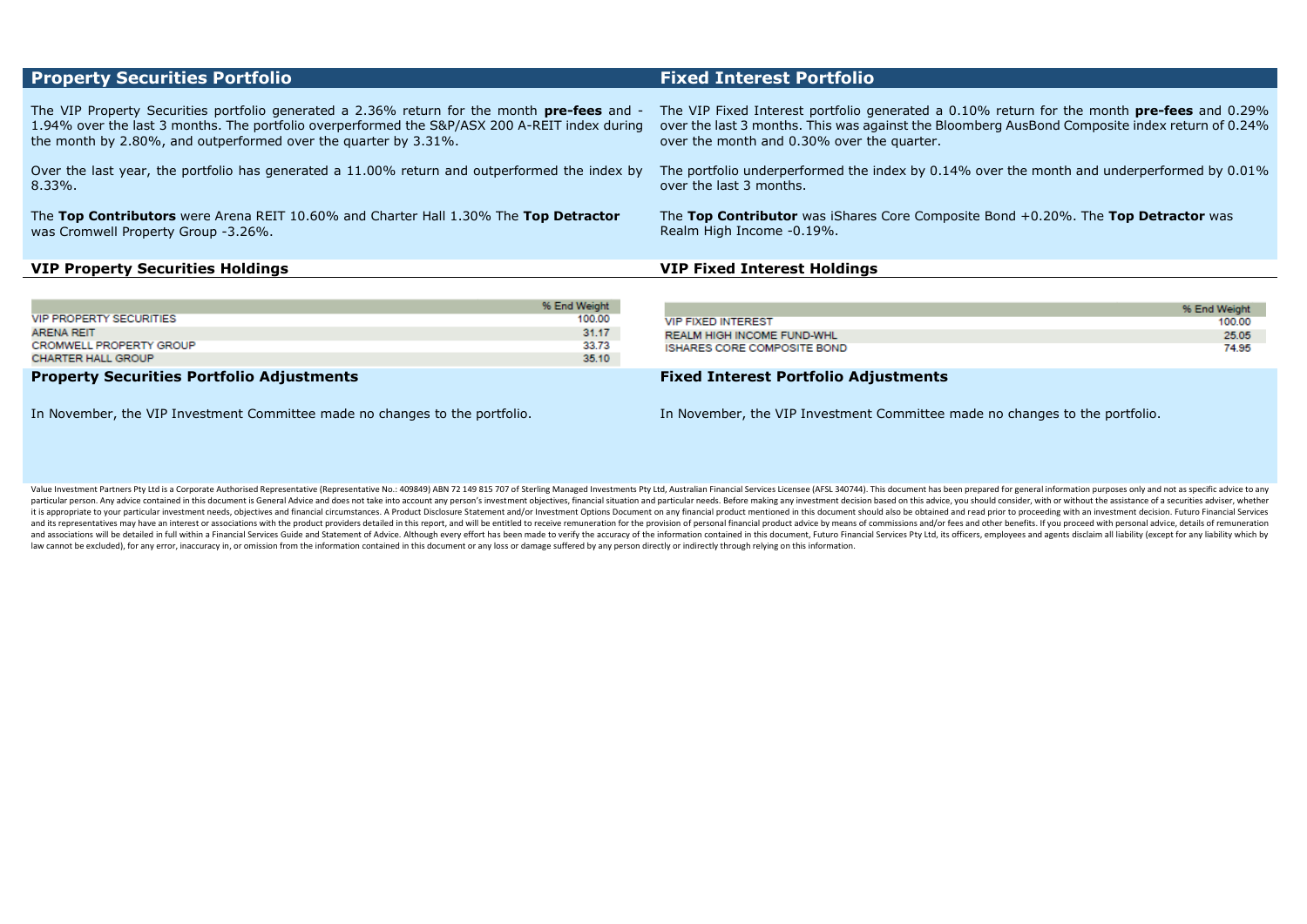## Property Securities Portfolio

The VIP Property Securities portfolio generated a 2.36% return for the month **pre-fees** and -1.94% over the last 3 months. The portfolio overperformed the S&P/ASX 200 A-REIT index during the month by 2.80%, and outperformed over the quarter by 3.31%.

Over the last year, the portfolio has generated a 11.00% return and outperformed the index by 8.33%.

The **Top Contributors** were Arena REIT 10.60% and Charter Hall 1.30% The **Top Detractor** was Cromwell Property Group -3.26%.

### VIP Property Securities Holdings

| | % End Weight |
|---|---|
| VIP PROPERTY SECURITIES | 100.00 |
| ARENA REIT | 31.17 |
| CROMWELL PROPERTY GROUP | 33.73 |
| CHARTER HALL GROUP | 35.10 |

### Property Securities Portfolio Adjustments

In November, the VIP Investment Committee made no changes to the portfolio.

## Fixed Interest Portfolio

The VIP Fixed Interest portfolio generated a 0.10% return for the month **pre-fees** and 0.29% over the last 3 months. This was against the Bloomberg AusBond Composite index return of 0.24% over the month and 0.30% over the quarter.

The portfolio underperformed the index by 0.14% over the month and underperformed by 0.01% over the last 3 months.

The **Top Contributor** was iShares Core Composite Bond +0.20%. The **Top Detractor** was Realm High Income -0.19%.

### VIP Fixed Interest Holdings

| | % End Weight |
|---|---|
| VIP FIXED INTEREST | 100.00 |
| REALM HIGH INCOME FUND-WHL | 25.05 |
| ISHARES CORE COMPOSITE BOND | 74.95 |

### Fixed Interest Portfolio Adjustments

In November, the VIP Investment Committee made no changes to the portfolio.

Value Investment Partners Pty Ltd is a Corporate Authorised Representative (Representative No.: 409849) ABN 72 149 815 707 of Sterling Managed Investments Pty Ltd, Australian Financial Services Licensee (AFSL 340744). This document has been prepared for general information purposes only and not as specific advice to any particular person. Any advice contained in this document is General Advice and does not take into account any person's investment objectives, financial situation and particular needs. Before making any investment decision based on this advice, you should consider, with or without the assistance of a securities adviser, whether it is appropriate to your particular investment needs, objectives and financial circumstances. A Product Disclosure Statement and/or Investment Options Document on any financial product mentioned in this document should also be obtained and read prior to proceeding with an investment decision. Futuro Financial Services and its representatives may have an interest or associations with the product providers detailed in this report, and will be entitled to receive remuneration for the provision of personal financial product advice by means of commissions and/or fees and other benefits. If you proceed with personal advice, details of remuneration and associations will be detailed in full within a Financial Services Guide and Statement of Advice. Although every effort has been made to verify the accuracy of the information contained in this document, Futuro Financial Services Pty Ltd, its officers, employees and agents disclaim all liability (except for any liability which by law cannot be excluded), for any error, inaccuracy in, or omission from the information contained in this document or any loss or damage suffered by any person directly or indirectly through relying on this information.